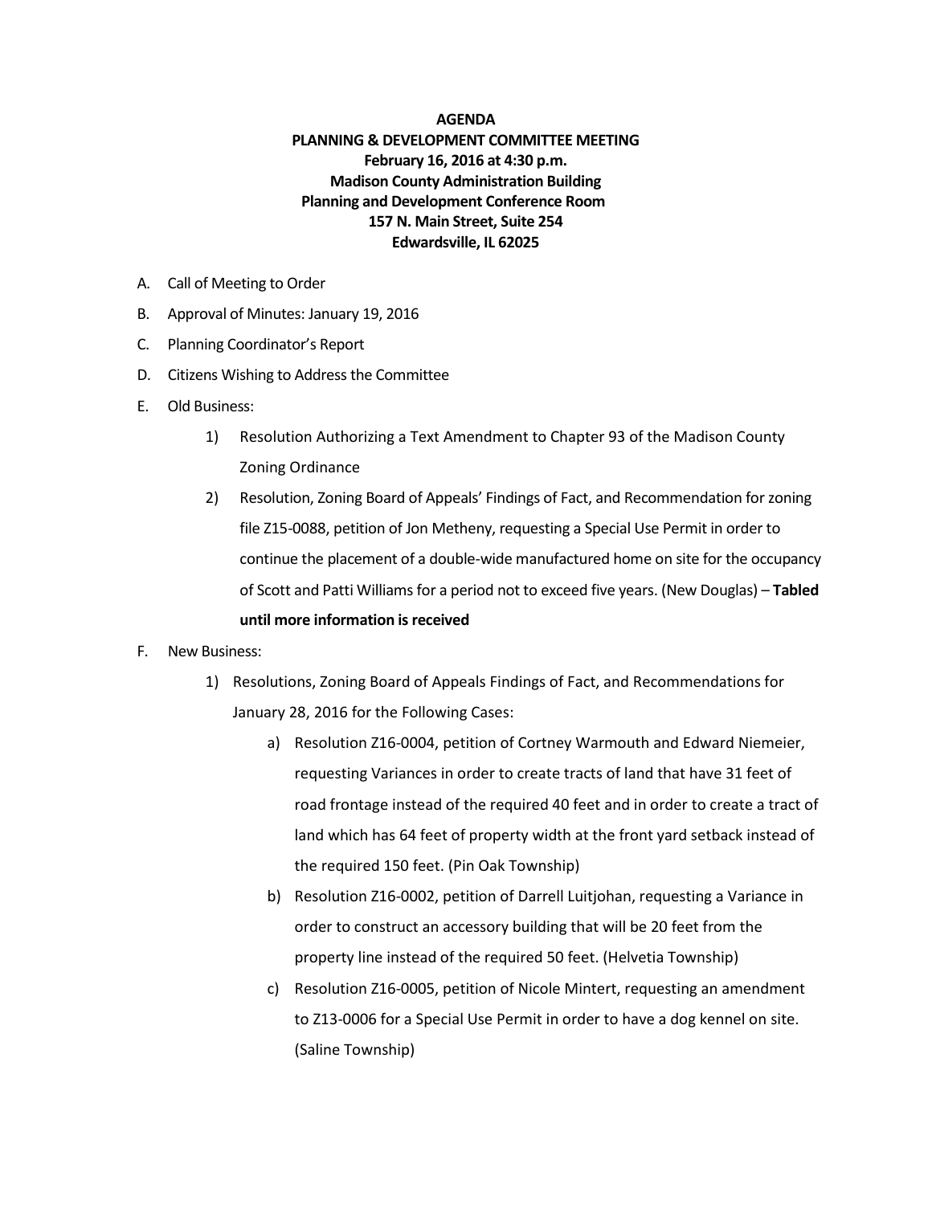**AGENDA**
**PLANNING & DEVELOPMENT COMMITTEE MEETING**
**February 16, 2016 at 4:30 p.m.**
**Madison County Administration Building**
**Planning and Development Conference Room**
**157 N. Main Street, Suite 254**
**Edwardsville, IL 62025**

A. Call of Meeting to Order

B. Approval of Minutes: January 19, 2016

C. Planning Coordinator's Report

D. Citizens Wishing to Address the Committee

E. Old Business:

   1) Resolution Authorizing a Text Amendment to Chapter 93 of the Madison County Zoning Ordinance

   2) Resolution, Zoning Board of Appeals' Findings of Fact, and Recommendation for zoning file Z15-0088, petition of Jon Metheny, requesting a Special Use Permit in order to continue the placement of a double-wide manufactured home on site for the occupancy of Scott and Patti Williams for a period not to exceed five years. (New Douglas) – **Tabled until more information is received**

F. New Business:

   1) Resolutions, Zoning Board of Appeals Findings of Fact, and Recommendations for January 28, 2016 for the Following Cases:

      a) Resolution Z16-0004, petition of Cortney Warmouth and Edward Niemeier, requesting Variances in order to create tracts of land that have 31 feet of road frontage instead of the required 40 feet and in order to create a tract of land which has 64 feet of property width at the front yard setback instead of the required 150 feet. (Pin Oak Township)

      b) Resolution Z16-0002, petition of Darrell Luitjohan, requesting a Variance in order to construct an accessory building that will be 20 feet from the property line instead of the required 50 feet. (Helvetia Township)

      c) Resolution Z16-0005, petition of Nicole Mintert, requesting an amendment to Z13-0006 for a Special Use Permit in order to have a dog kennel on site. (Saline Township)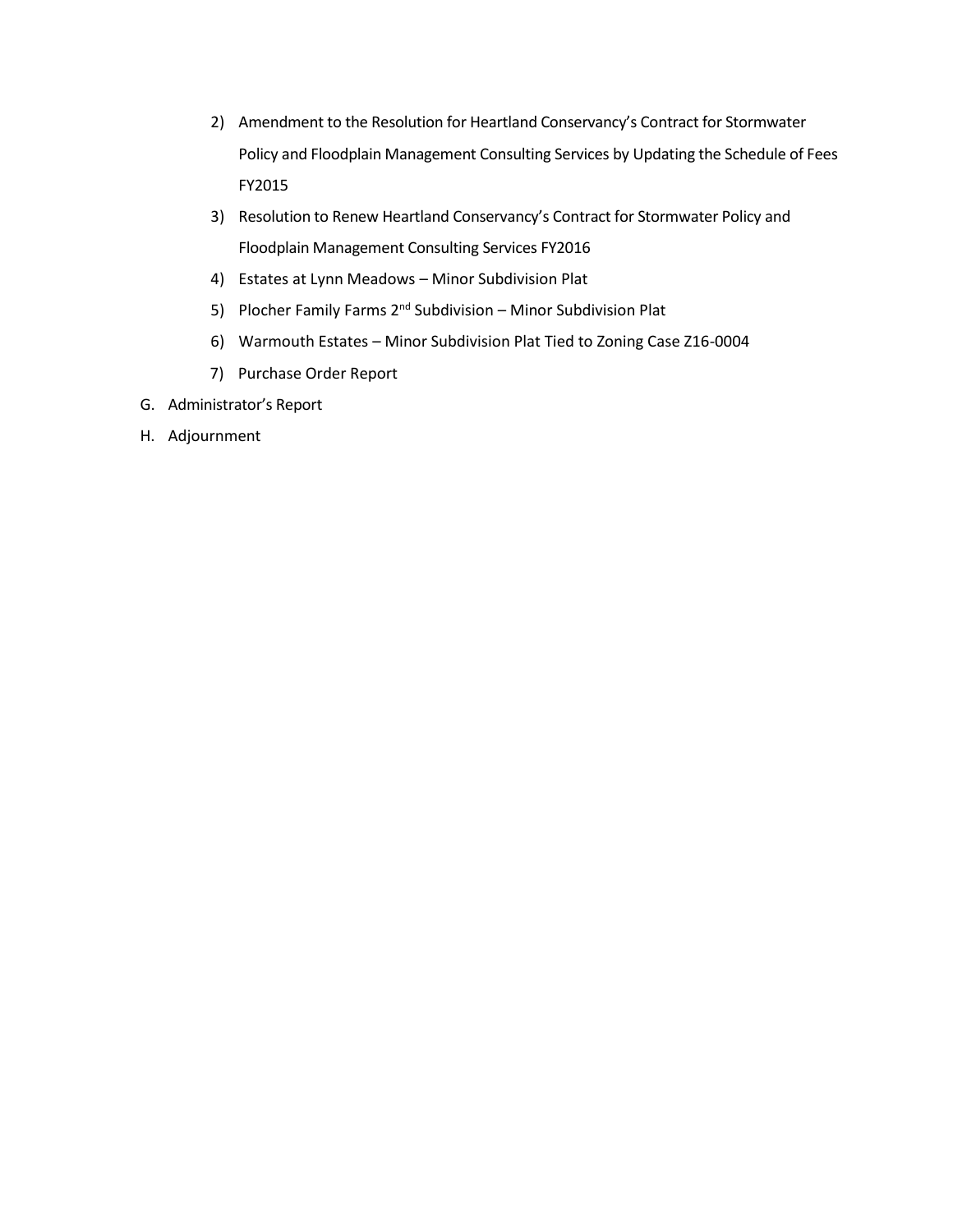2) Amendment to the Resolution for Heartland Conservancy's Contract for Stormwater Policy and Floodplain Management Consulting Services by Updating the Schedule of Fees FY2015
3) Resolution to Renew Heartland Conservancy's Contract for Stormwater Policy and Floodplain Management Consulting Services FY2016
4) Estates at Lynn Meadows – Minor Subdivision Plat
5) Plocher Family Farms 2nd Subdivision – Minor Subdivision Plat
6) Warmouth Estates – Minor Subdivision Plat Tied to Zoning Case Z16-0004
7) Purchase Order Report

G. Administrator's Report

H. Adjournment